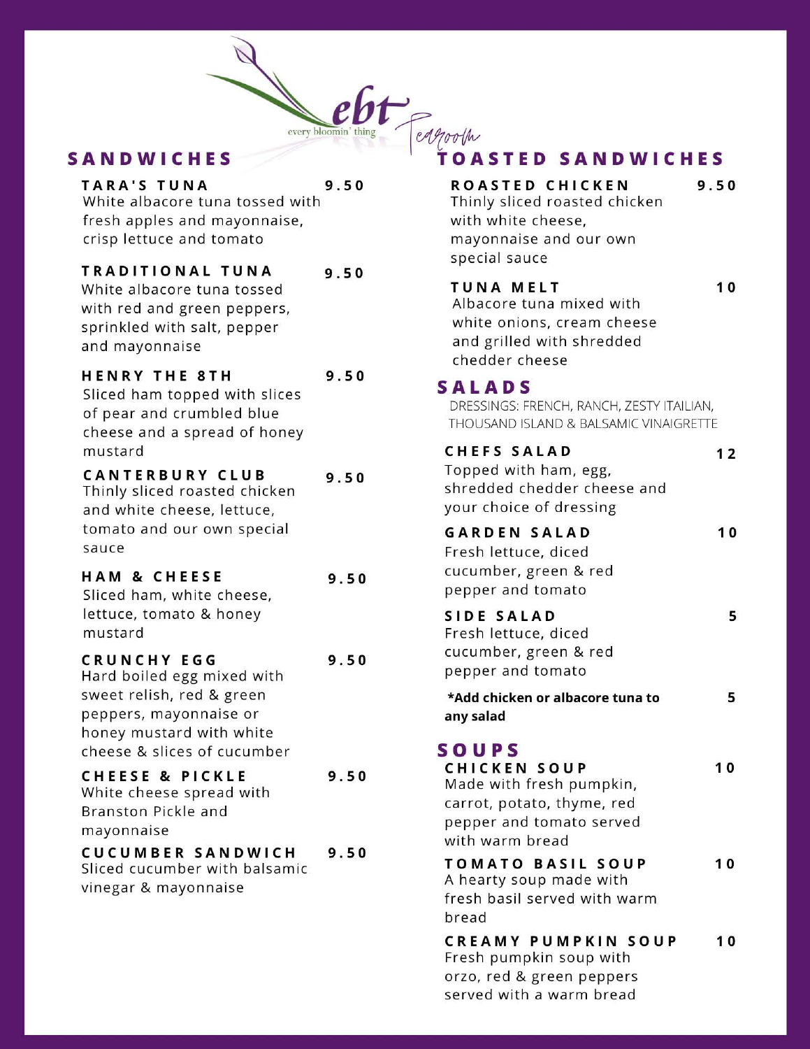ebt — every bloomin' thing — Tearoom

## SANDWICHES

**TARA'S TUNA** — 9.50
White albacore tuna tossed with fresh apples and mayonnaise, crisp lettuce and tomato

**TRADITIONAL TUNA** — 9.50
White albacore tuna tossed with red and green peppers, sprinkled with salt, pepper and mayonnaise

**HENRY THE 8TH** — 9.50
Sliced ham topped with slices of pear and crumbled blue cheese and a spread of honey mustard

**CANTERBURY CLUB** — 9.50
Thinly sliced roasted chicken and white cheese, lettuce, tomato and our own special sauce

**HAM & CHEESE** — 9.50
Sliced ham, white cheese, lettuce, tomato & honey mustard

**CRUNCHY EGG** — 9.50
Hard boiled egg mixed with sweet relish, red & green peppers, mayonnaise or honey mustard with white cheese & slices of cucumber

**CHEESE & PICKLE** — 9.50
White cheese spread with Branston Pickle and mayonnaise

**CUCUMBER SANDWICH** — 9.50
Sliced cucumber with balsamic vinegar & mayonnaise

## TOASTED SANDWICHES

**ROASTED CHICKEN** — 9.50
Thinly sliced roasted chicken with white cheese, mayonnaise and our own special sauce

**TUNA MELT** — 10
Albacore tuna mixed with white onions, cream cheese and grilled with shredded chedder cheese

## SALADS

DRESSINGS: FRENCH, RANCH, ZESTY ITAILIAN, THOUSAND ISLAND & BALSAMIC VINAIGRETTE

**CHEFS SALAD** — 12
Topped with ham, egg, shredded chedder cheese and your choice of dressing

**GARDEN SALAD** — 10
Fresh lettuce, diced cucumber, green & red pepper and tomato

**SIDE SALAD** — 5
Fresh lettuce, diced cucumber, green & red pepper and tomato

***Add chicken or albacore tuna to any salad** — 5

## SOUPS

**CHICKEN SOUP** — 10
Made with fresh pumpkin, carrot, potato, thyme, red pepper and tomato served with warm bread

**TOMATO BASIL SOUP** — 10
A hearty soup made with fresh basil served with warm bread

**CREAMY PUMPKIN SOUP** — 10
Fresh pumpkin soup with orzo, red & green peppers served with a warm bread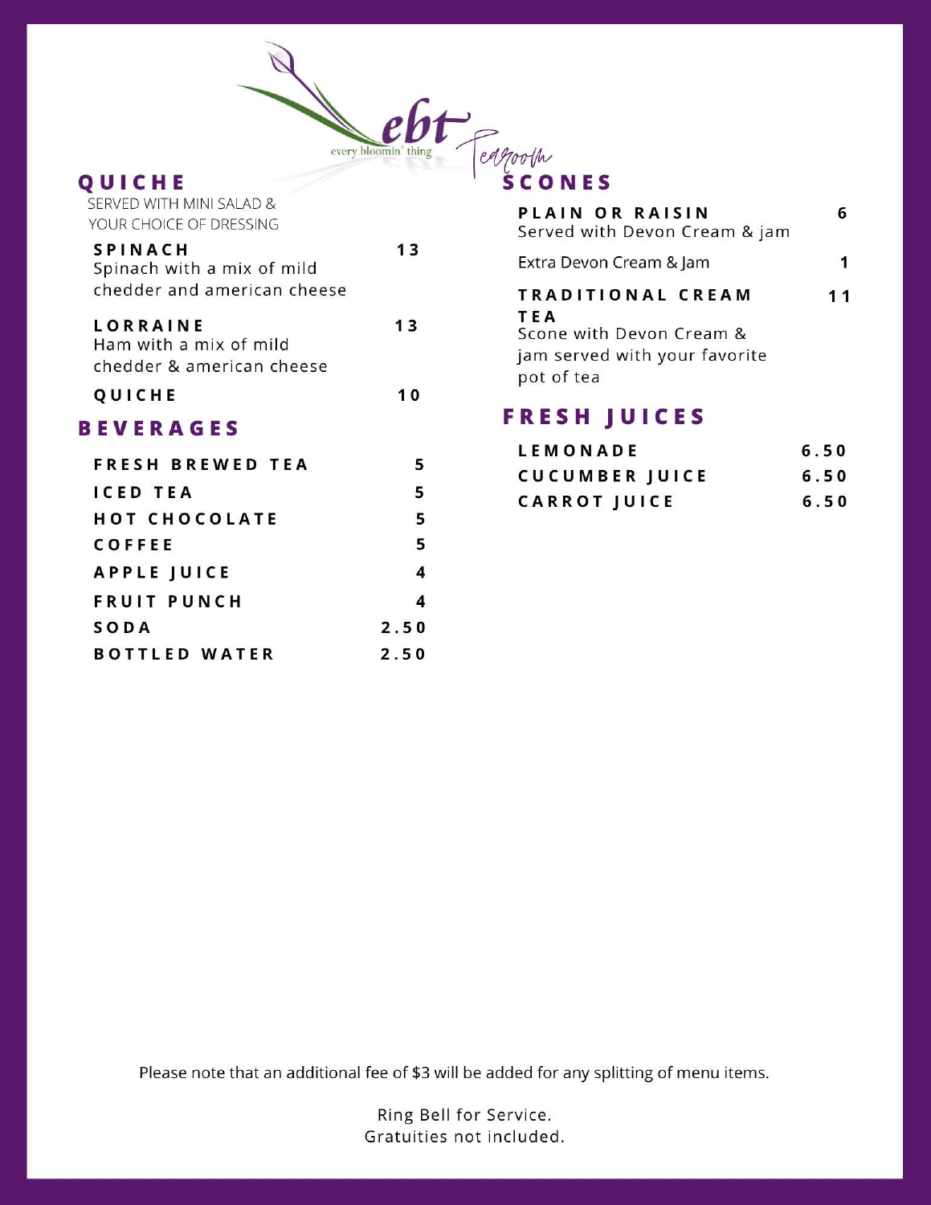ebt
every bloomin' thing
Tearoom

## QUICHE

SERVED WITH MINI SALAD & YOUR CHOICE OF DRESSING

| Item | Price |
|---|---|
| **SPINACH** Spinach with a mix of mild chedder and american cheese | 13 |
| **LORRAINE** Ham with a mix of mild chedder & american cheese | 13 |
| **QUICHE** | 10 |

## BEVERAGES

| Item | Price |
|---|---|
| FRESH BREWED TEA | 5 |
| ICED TEA | 5 |
| HOT CHOCOLATE | 5 |
| COFFEE | 5 |
| APPLE JUICE | 4 |
| FRUIT PUNCH | 4 |
| SODA | 2.50 |
| BOTTLED WATER | 2.50 |

## SCONES

| Item | Price |
|---|---|
| **PLAIN OR RAISIN** Served with Devon Cream & jam | 6 |
| Extra Devon Cream & Jam | 1 |
| **TRADITIONAL CREAM TEA** Scone with Devon Cream & jam served with your favorite pot of tea | 11 |

## FRESH JUICES

| Item | Price |
|---|---|
| LEMONADE | 6.50 |
| CUCUMBER JUICE | 6.50 |
| CARROT JUICE | 6.50 |

Please note that an additional fee of $3 will be added for any splitting of menu items.

Ring Bell for Service.
Gratuities not included.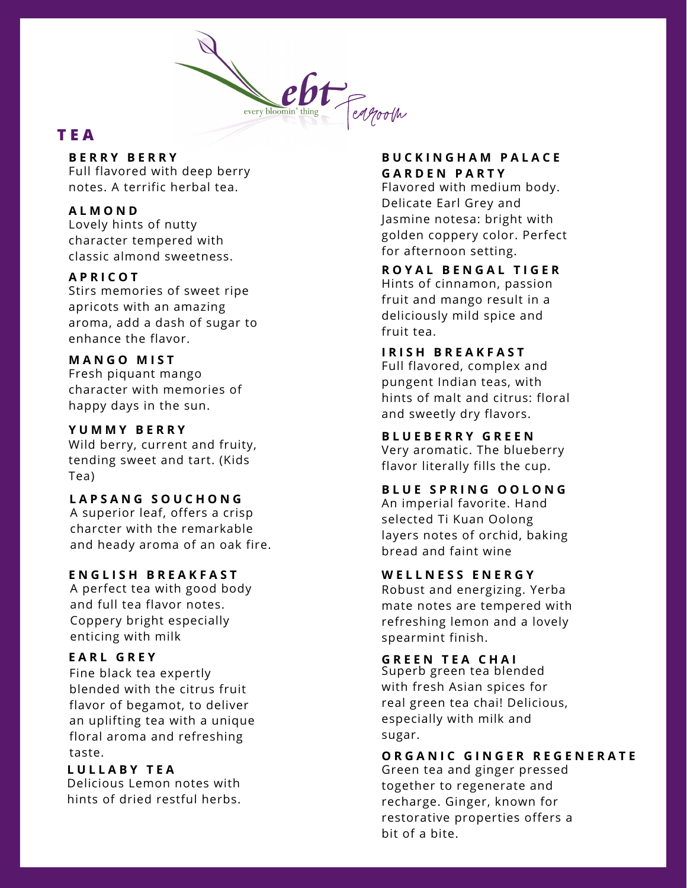## TEA

### BERRY BERRY
Full flavored with deep berry notes. A terrific herbal tea.

### ALMOND
Lovely hints of nutty character tempered with classic almond sweetness.

### APRICOT
Stirs memories of sweet ripe apricots with an amazing aroma, add a dash of sugar to enhance the flavor.

### MANGO MIST
Fresh piquant mango character with memories of happy days in the sun.

### YUMMY BERRY
Wild berry, current and fruity, tending sweet and tart. (Kids Tea)

### LAPSANG SOUCHONG
A superior leaf, offers a crisp charcter with the remarkable and heady aroma of an oak fire.

### ENGLISH BREAKFAST
A perfect tea with good body and full tea flavor notes. Coppery bright especially enticing with milk

### EARL GREY
Fine black tea expertly blended with the citrus fruit flavor of begamot, to deliver an uplifting tea with a unique floral aroma and refreshing taste.

### LULLABY TEA
Delicious Lemon notes with hints of dried restful herbs.

### BUCKINGHAM PALACE GARDEN PARTY
Flavored with medium body. Delicate Earl Grey and Jasmine notesa: bright with golden coppery color. Perfect for afternoon setting.

### ROYAL BENGAL TIGER
Hints of cinnamon, passion fruit and mango result in a deliciously mild spice and fruit tea.

### IRISH BREAKFAST
Full flavored, complex and pungent Indian teas, with hints of malt and citrus: floral and sweetly dry flavors.

### BLUEBERRY GREEN
Very aromatic. The blueberry flavor literally fills the cup.

### BLUE SPRING OOLONG
An imperial favorite. Hand selected Ti Kuan Oolong layers notes of orchid, baking bread and faint wine

### WELLNESS ENERGY
Robust and energizing. Yerba mate notes are tempered with refreshing lemon and a lovely spearmint finish.

### GREEN TEA CHAI
Superb green tea blended with fresh Asian spices for real green tea chai! Delicious, especially with milk and sugar.

### ORGANIC GINGER REGENERATE
Green tea and ginger pressed together to regenerate and recharge. Ginger, known for restorative properties offers a bit of a bite.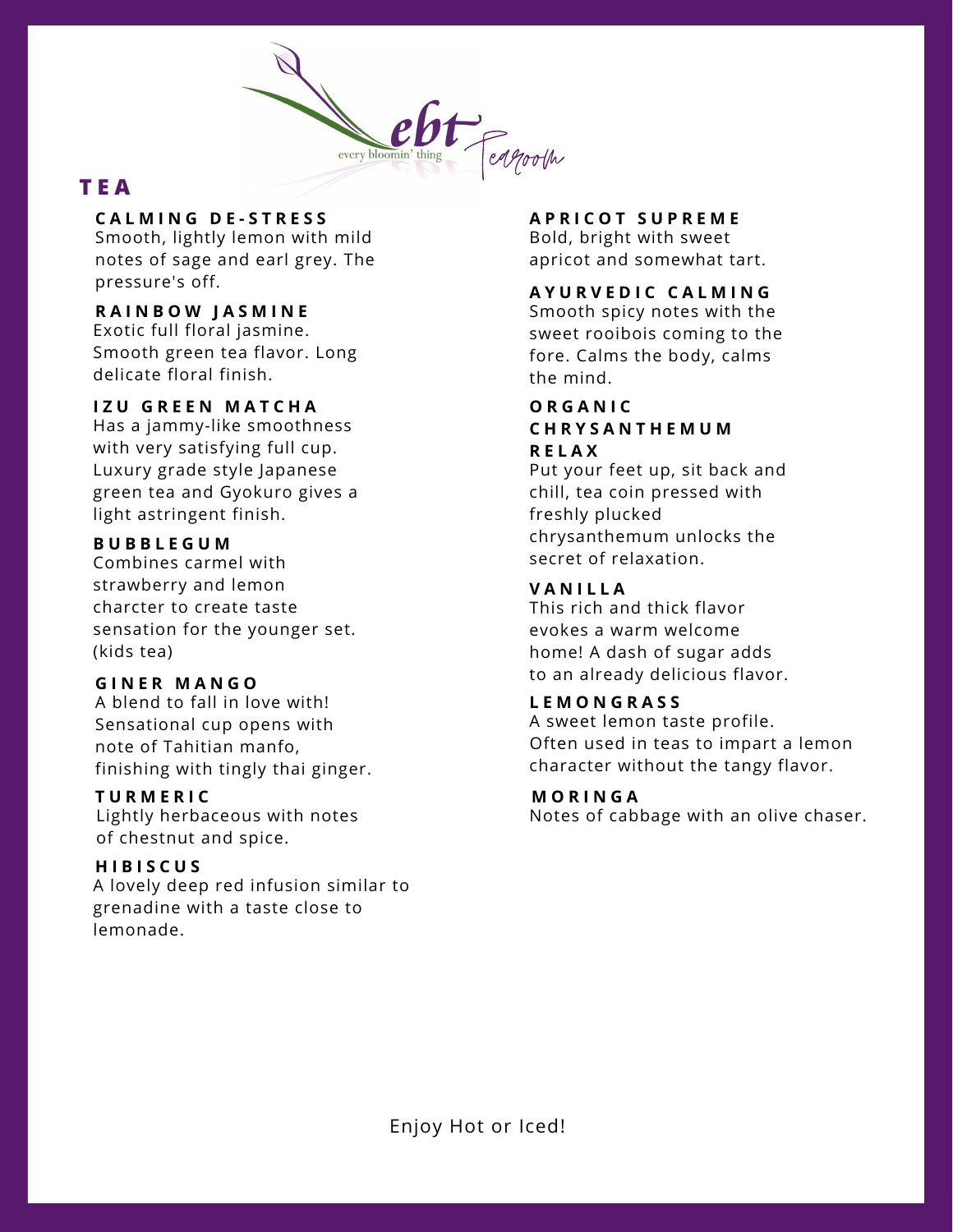ebt every bloomin' thing Tearoom

## TEA

### CALMING DE-STRESS
Smooth, lightly lemon with mild notes of sage and earl grey. The pressure's off.

### RAINBOW JASMINE
Exotic full floral jasmine. Smooth green tea flavor. Long delicate floral finish.

### IZU GREEN MATCHA
Has a jammy-like smoothness with very satisfying full cup. Luxury grade style Japanese green tea and Gyokuro gives a light astringent finish.

### BUBBLEGUM
Combines carmel with strawberry and lemon charcter to create taste sensation for the younger set. (kids tea)

### GINER MANGO
A blend to fall in love with! Sensational cup opens with note of Tahitian manfo, finishing with tingly thai ginger.

### TURMERIC
Lightly herbaceous with notes of chestnut and spice.

### HIBISCUS
A lovely deep red infusion similar to grenadine with a taste close to lemonade.

### APRICOT SUPREME
Bold, bright with sweet apricot and somewhat tart.

### AYURVEDIC CALMING
Smooth spicy notes with the sweet rooibois coming to the fore. Calms the body, calms the mind.

### ORGANIC CHRYSANTHEMUM RELAX
Put your feet up, sit back and chill, tea coin pressed with freshly plucked chrysanthemum unlocks the secret of relaxation.

### VANILLA
This rich and thick flavor evokes a warm welcome home! A dash of sugar adds to an already delicious flavor.

### LEMONGRASS
A sweet lemon taste profile. Often used in teas to impart a lemon character without the tangy flavor.

### MORINGA
Notes of cabbage with an olive chaser.

Enjoy Hot or Iced!